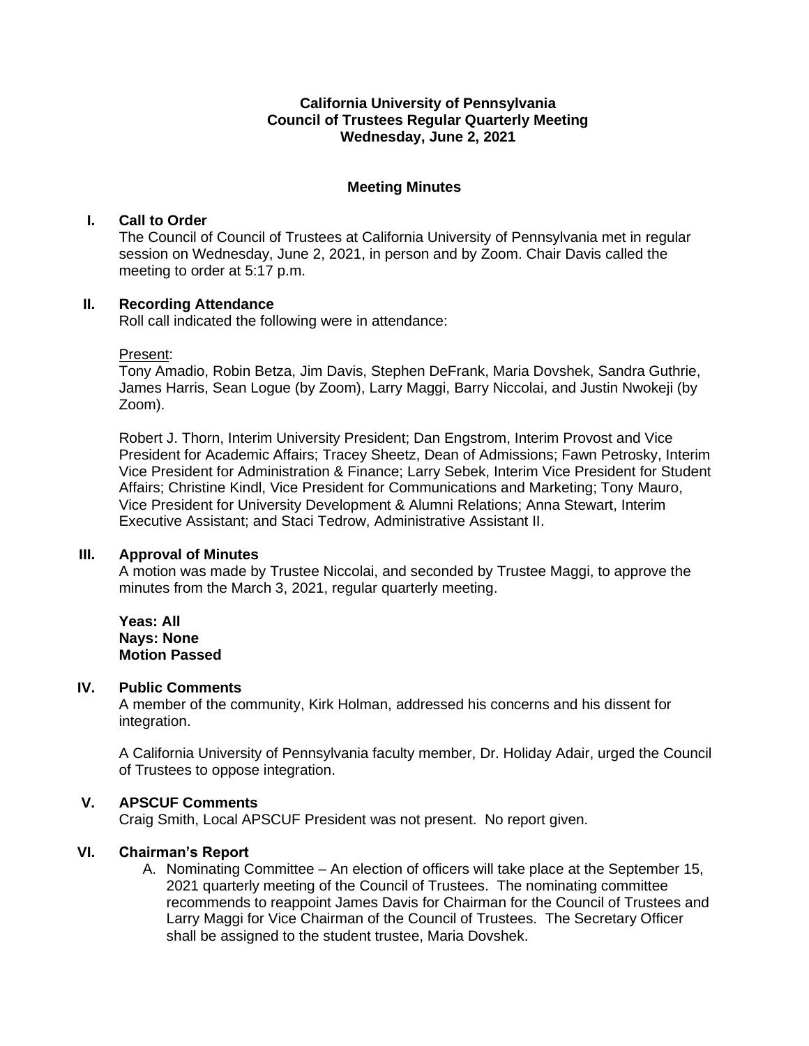**California University of Pennsylvania**
**Council of Trustees Regular Quarterly Meeting**
**Wednesday, June 2, 2021**

**Meeting Minutes**

## I. Call to Order

The Council of Council of Trustees at California University of Pennsylvania met in regular session on Wednesday, June 2, 2021, in person and by Zoom. Chair Davis called the meeting to order at 5:17 p.m.

## II. Recording Attendance

Roll call indicated the following were in attendance:

Present:
Tony Amadio, Robin Betza, Jim Davis, Stephen DeFrank, Maria Dovshek, Sandra Guthrie, James Harris, Sean Logue (by Zoom), Larry Maggi, Barry Niccolai, and Justin Nwokeji (by Zoom).

Robert J. Thorn, Interim University President; Dan Engstrom, Interim Provost and Vice President for Academic Affairs; Tracey Sheetz, Dean of Admissions; Fawn Petrosky, Interim Vice President for Administration & Finance; Larry Sebek, Interim Vice President for Student Affairs; Christine Kindl, Vice President for Communications and Marketing; Tony Mauro, Vice President for University Development & Alumni Relations; Anna Stewart, Interim Executive Assistant; and Staci Tedrow, Administrative Assistant II.

## III. Approval of Minutes

A motion was made by Trustee Niccolai, and seconded by Trustee Maggi, to approve the minutes from the March 3, 2021, regular quarterly meeting.

**Yeas: All**
**Nays: None**
**Motion Passed**

## IV. Public Comments

A member of the community, Kirk Holman, addressed his concerns and his dissent for integration.

A California University of Pennsylvania faculty member, Dr. Holiday Adair, urged the Council of Trustees to oppose integration.

## V. APSCUF Comments

Craig Smith, Local APSCUF President was not present. No report given.

## VI. Chairman's Report

A. Nominating Committee – An election of officers will take place at the September 15, 2021 quarterly meeting of the Council of Trustees. The nominating committee recommends to reappoint James Davis for Chairman for the Council of Trustees and Larry Maggi for Vice Chairman of the Council of Trustees. The Secretary Officer shall be assigned to the student trustee, Maria Dovshek.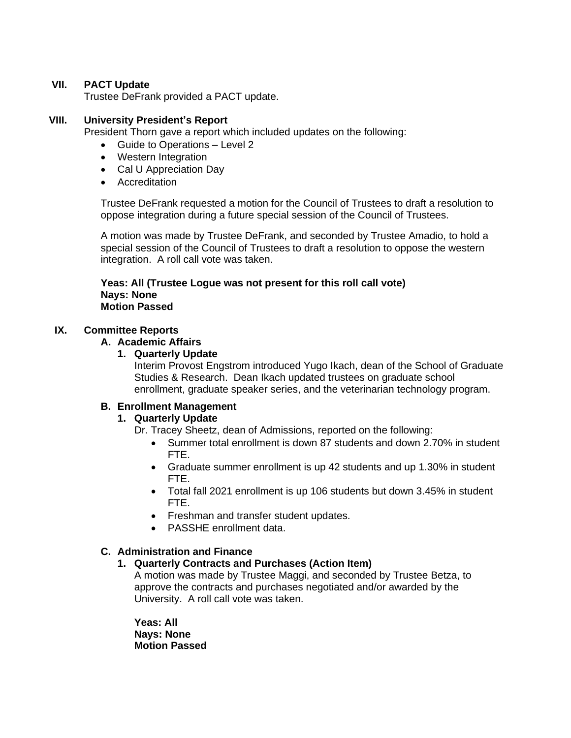## VII. PACT Update

Trustee DeFrank provided a PACT update.

## VIII. University President's Report

President Thorn gave a report which included updates on the following:

- Guide to Operations – Level 2
- Western Integration
- Cal U Appreciation Day
- Accreditation

Trustee DeFrank requested a motion for the Council of Trustees to draft a resolution to oppose integration during a future special session of the Council of Trustees.

A motion was made by Trustee DeFrank, and seconded by Trustee Amadio, to hold a special session of the Council of Trustees to draft a resolution to oppose the western integration. A roll call vote was taken.

**Yeas: All (Trustee Logue was not present for this roll call vote)**
**Nays: None**
**Motion Passed**

## IX. Committee Reports

### A. Academic Affairs

#### 1. Quarterly Update

Interim Provost Engstrom introduced Yugo Ikach, dean of the School of Graduate Studies & Research. Dean Ikach updated trustees on graduate school enrollment, graduate speaker series, and the veterinarian technology program.

### B. Enrollment Management

#### 1. Quarterly Update

Dr. Tracey Sheetz, dean of Admissions, reported on the following:

- Summer total enrollment is down 87 students and down 2.70% in student FTE.
- Graduate summer enrollment is up 42 students and up 1.30% in student FTE.
- Total fall 2021 enrollment is up 106 students but down 3.45% in student FTE.
- Freshman and transfer student updates.
- PASSHE enrollment data.

### C. Administration and Finance

#### 1. Quarterly Contracts and Purchases (Action Item)

A motion was made by Trustee Maggi, and seconded by Trustee Betza, to approve the contracts and purchases negotiated and/or awarded by the University. A roll call vote was taken.

**Yeas: All**
**Nays: None**
**Motion Passed**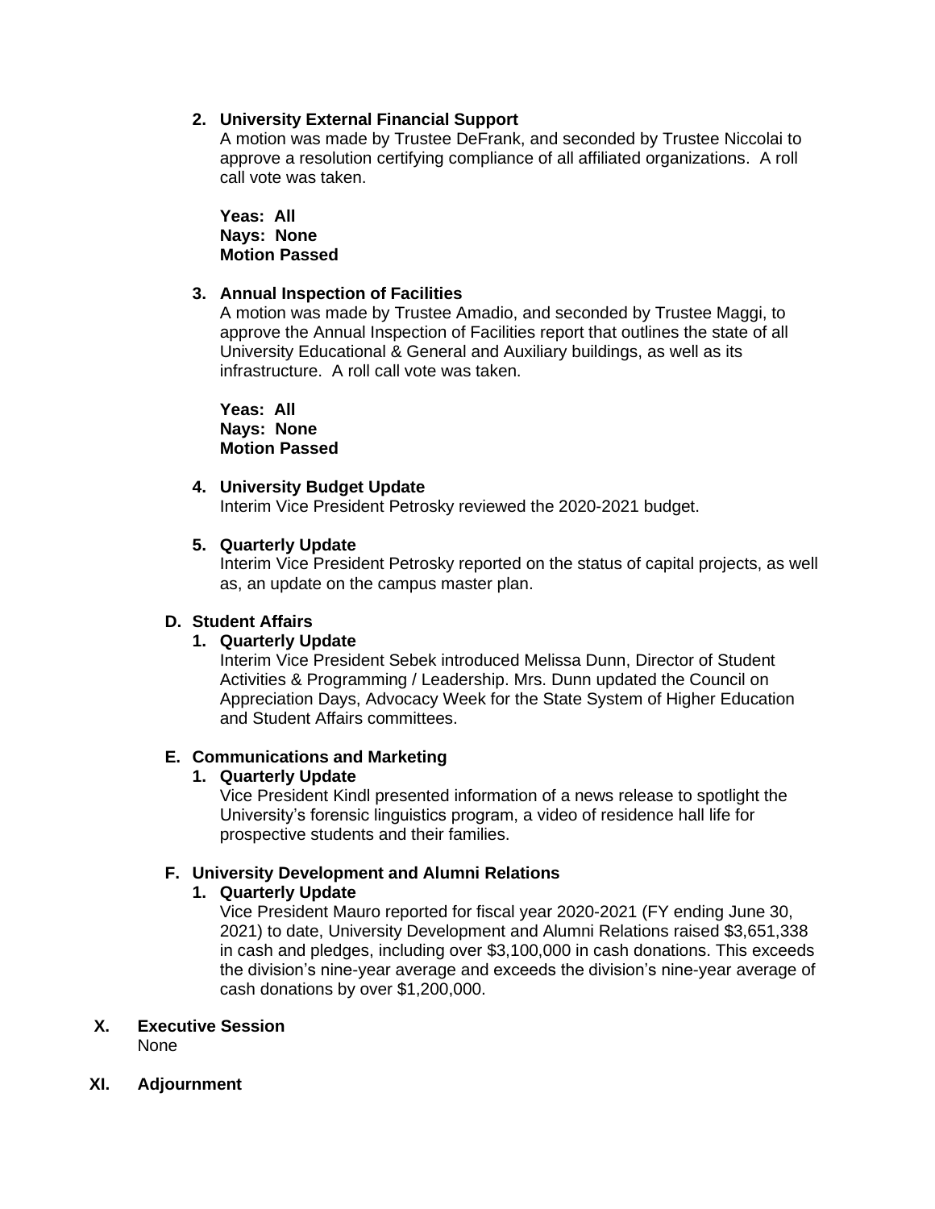2. **University External Financial Support**
   A motion was made by Trustee DeFrank, and seconded by Trustee Niccolai to approve a resolution certifying compliance of all affiliated organizations. A roll call vote was taken.

   **Yeas: All**
   **Nays: None**
   **Motion Passed**

3. **Annual Inspection of Facilities**
   A motion was made by Trustee Amadio, and seconded by Trustee Maggi, to approve the Annual Inspection of Facilities report that outlines the state of all University Educational & General and Auxiliary buildings, as well as its infrastructure. A roll call vote was taken.

   **Yeas: All**
   **Nays: None**
   **Motion Passed**

4. **University Budget Update**
   Interim Vice President Petrosky reviewed the 2020-2021 budget.

5. **Quarterly Update**
   Interim Vice President Petrosky reported on the status of capital projects, as well as, an update on the campus master plan.

**D. Student Affairs**

1. **Quarterly Update**
   Interim Vice President Sebek introduced Melissa Dunn, Director of Student Activities & Programming / Leadership. Mrs. Dunn updated the Council on Appreciation Days, Advocacy Week for the State System of Higher Education and Student Affairs committees.

**E. Communications and Marketing**

1. **Quarterly Update**
   Vice President Kindl presented information of a news release to spotlight the University's forensic linguistics program, a video of residence hall life for prospective students and their families.

**F. University Development and Alumni Relations**

1. **Quarterly Update**
   Vice President Mauro reported for fiscal year 2020-2021 (FY ending June 30, 2021) to date, University Development and Alumni Relations raised $3,651,338 in cash and pledges, including over $3,100,000 in cash donations. This exceeds the division's nine-year average and exceeds the division's nine-year average of cash donations by over $1,200,000.

## X. Executive Session

None

## XI. Adjournment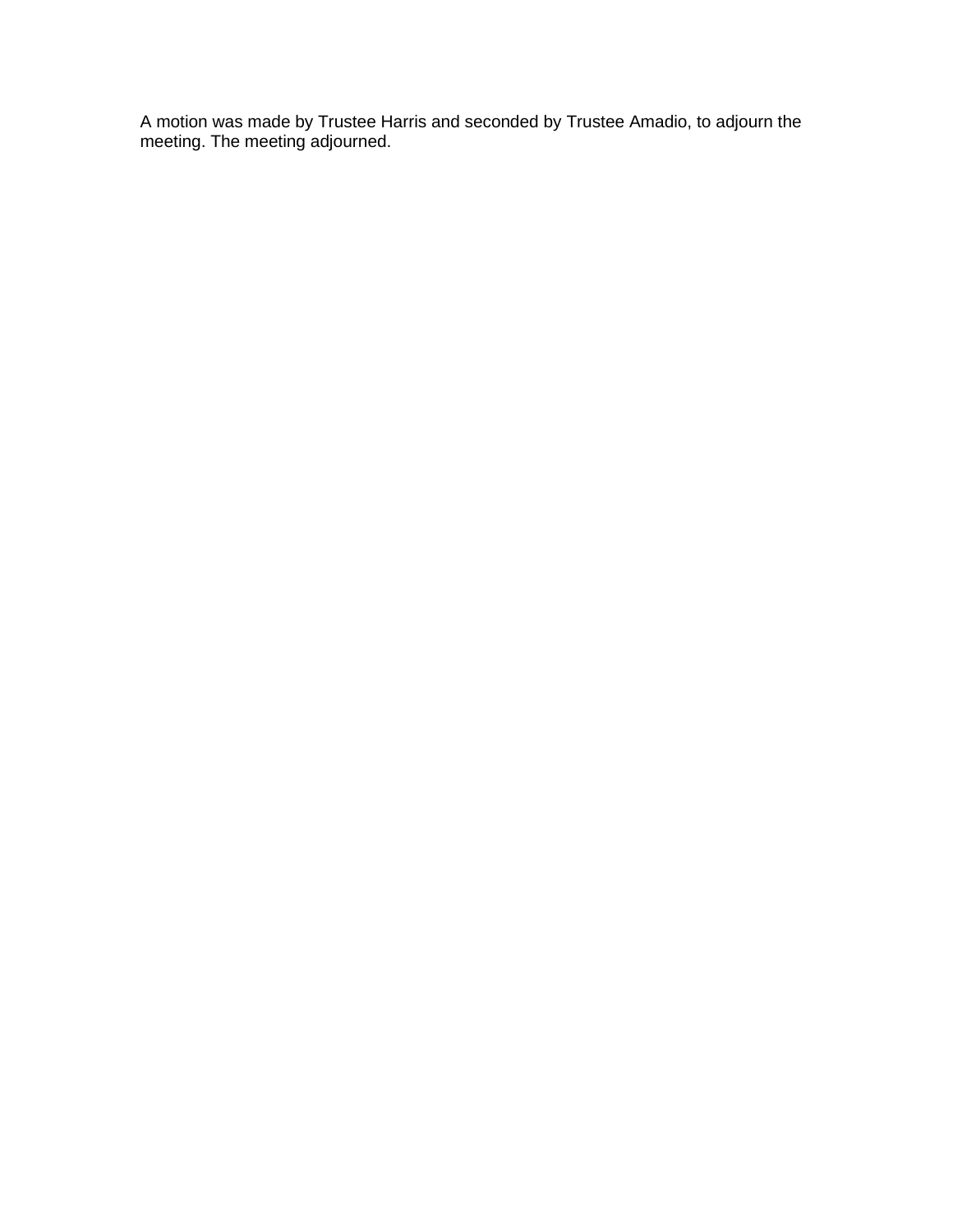A motion was made by Trustee Harris and seconded by Trustee Amadio, to adjourn the meeting. The meeting adjourned.